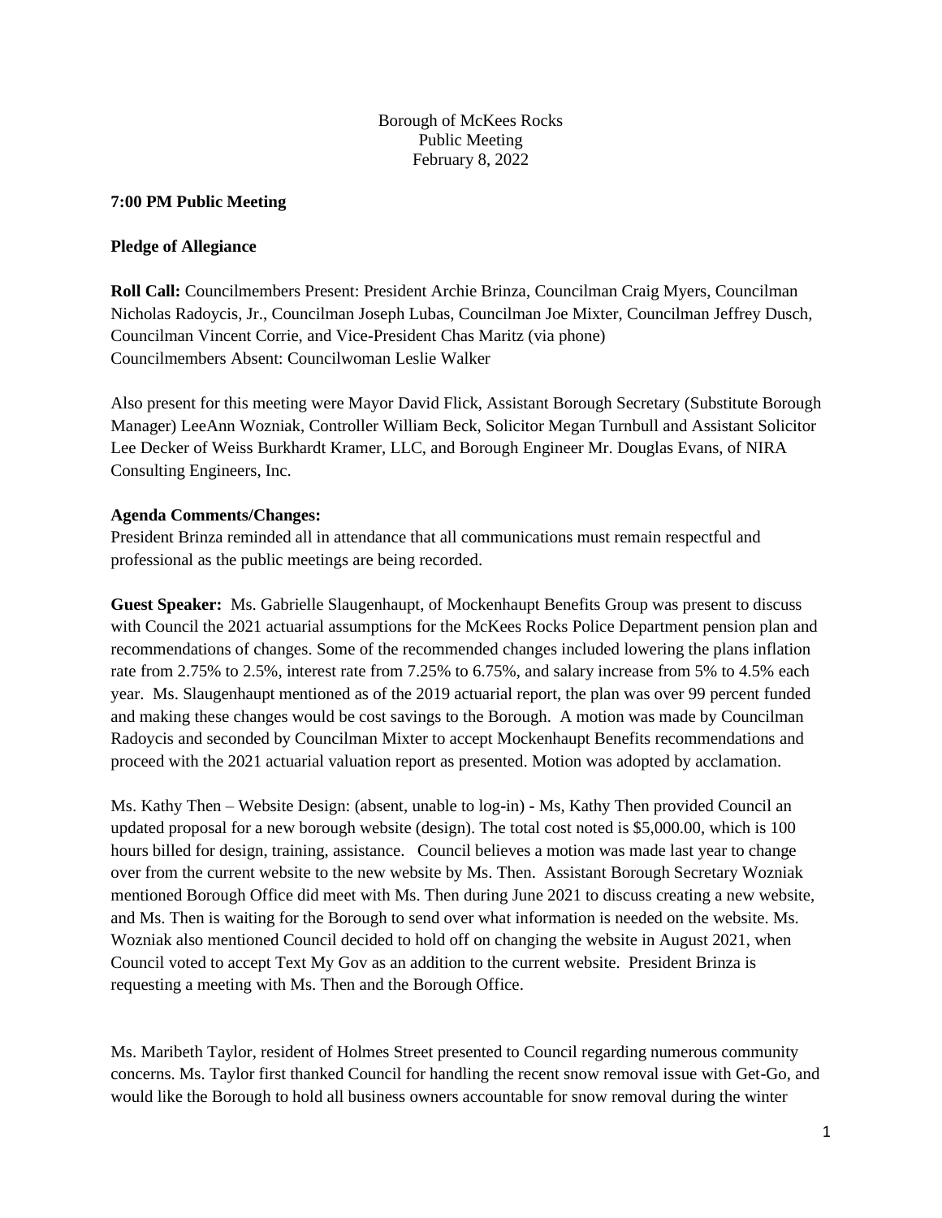Borough of McKees Rocks
Public Meeting
February 8, 2022

**7:00 PM Public Meeting**

**Pledge of Allegiance**

**Roll Call:** Councilmembers Present: President Archie Brinza, Councilman Craig Myers, Councilman Nicholas Radoycis, Jr., Councilman Joseph Lubas, Councilman Joe Mixter, Councilman Jeffrey Dusch, Councilman Vincent Corrie, and Vice-President Chas Maritz (via phone)
Councilmembers Absent: Councilwoman Leslie Walker

Also present for this meeting were Mayor David Flick, Assistant Borough Secretary (Substitute Borough Manager) LeeAnn Wozniak, Controller William Beck, Solicitor Megan Turnbull and Assistant Solicitor Lee Decker of Weiss Burkhardt Kramer, LLC, and Borough Engineer Mr. Douglas Evans, of NIRA Consulting Engineers, Inc.

**Agenda Comments/Changes:**
President Brinza reminded all in attendance that all communications must remain respectful and professional as the public meetings are being recorded.

**Guest Speaker:** Ms. Gabrielle Slaugenhaupt, of Mockenhaupt Benefits Group was present to discuss with Council the 2021 actuarial assumptions for the McKees Rocks Police Department pension plan and recommendations of changes. Some of the recommended changes included lowering the plans inflation rate from 2.75% to 2.5%, interest rate from 7.25% to 6.75%, and salary increase from 5% to 4.5% each year. Ms. Slaugenhaupt mentioned as of the 2019 actuarial report, the plan was over 99 percent funded and making these changes would be cost savings to the Borough. A motion was made by Councilman Radoycis and seconded by Councilman Mixter to accept Mockenhaupt Benefits recommendations and proceed with the 2021 actuarial valuation report as presented. Motion was adopted by acclamation.

Ms. Kathy Then – Website Design: (absent, unable to log-in) - Ms, Kathy Then provided Council an updated proposal for a new borough website (design). The total cost noted is $5,000.00, which is 100 hours billed for design, training, assistance. Council believes a motion was made last year to change over from the current website to the new website by Ms. Then. Assistant Borough Secretary Wozniak mentioned Borough Office did meet with Ms. Then during June 2021 to discuss creating a new website, and Ms. Then is waiting for the Borough to send over what information is needed on the website. Ms. Wozniak also mentioned Council decided to hold off on changing the website in August 2021, when Council voted to accept Text My Gov as an addition to the current website. President Brinza is requesting a meeting with Ms. Then and the Borough Office.

Ms. Maribeth Taylor, resident of Holmes Street presented to Council regarding numerous community concerns. Ms. Taylor first thanked Council for handling the recent snow removal issue with Get-Go, and would like the Borough to hold all business owners accountable for snow removal during the winter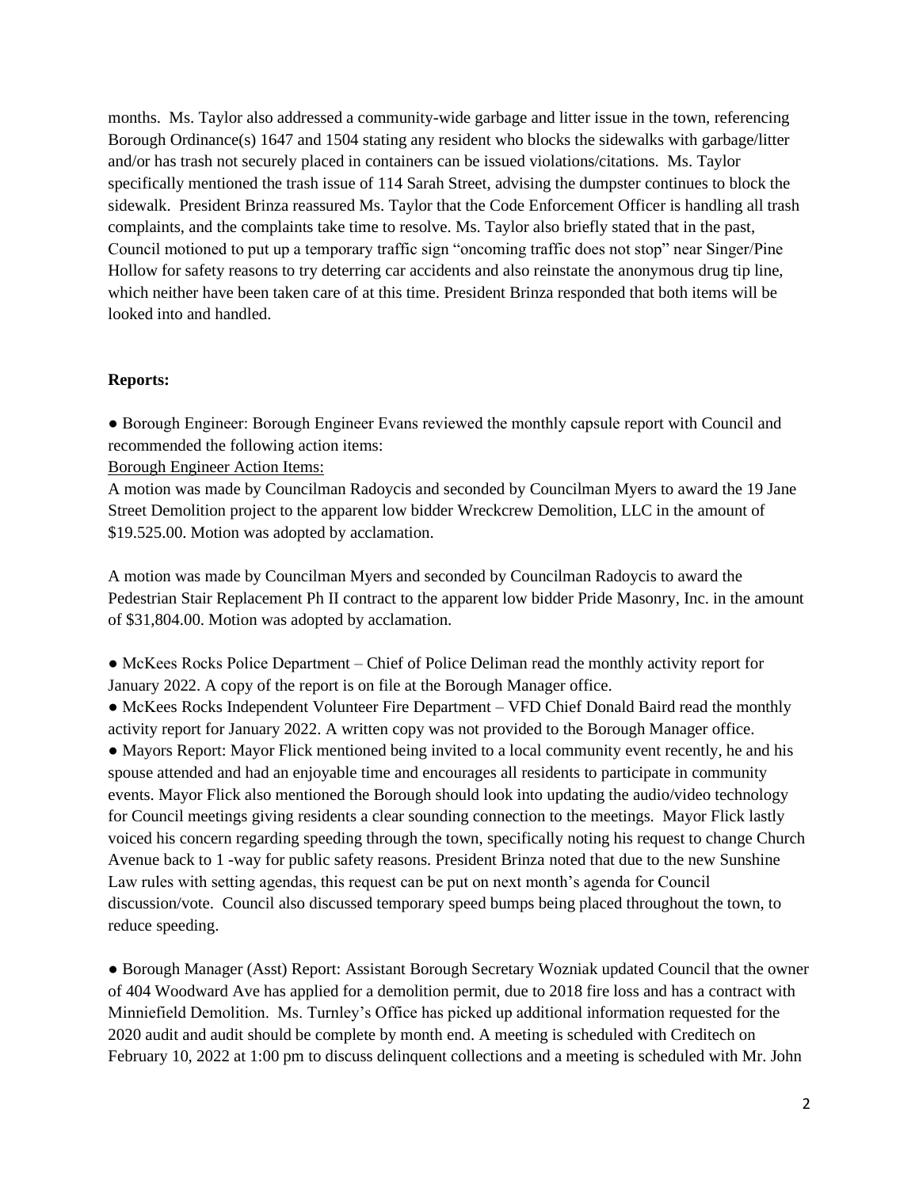months. Ms. Taylor also addressed a community-wide garbage and litter issue in the town, referencing Borough Ordinance(s) 1647 and 1504 stating any resident who blocks the sidewalks with garbage/litter and/or has trash not securely placed in containers can be issued violations/citations. Ms. Taylor specifically mentioned the trash issue of 114 Sarah Street, advising the dumpster continues to block the sidewalk. President Brinza reassured Ms. Taylor that the Code Enforcement Officer is handling all trash complaints, and the complaints take time to resolve. Ms. Taylor also briefly stated that in the past, Council motioned to put up a temporary traffic sign "oncoming traffic does not stop" near Singer/Pine Hollow for safety reasons to try deterring car accidents and also reinstate the anonymous drug tip line, which neither have been taken care of at this time. President Brinza responded that both items will be looked into and handled.

**Reports:**

● Borough Engineer: Borough Engineer Evans reviewed the monthly capsule report with Council and recommended the following action items:

Borough Engineer Action Items:

A motion was made by Councilman Radoycis and seconded by Councilman Myers to award the 19 Jane Street Demolition project to the apparent low bidder Wreckcrew Demolition, LLC in the amount of $19.525.00. Motion was adopted by acclamation.

A motion was made by Councilman Myers and seconded by Councilman Radoycis to award the Pedestrian Stair Replacement Ph II contract to the apparent low bidder Pride Masonry, Inc. in the amount of $31,804.00. Motion was adopted by acclamation.

● McKees Rocks Police Department – Chief of Police Deliman read the monthly activity report for January 2022. A copy of the report is on file at the Borough Manager office.

● McKees Rocks Independent Volunteer Fire Department – VFD Chief Donald Baird read the monthly activity report for January 2022. A written copy was not provided to the Borough Manager office.

● Mayors Report: Mayor Flick mentioned being invited to a local community event recently, he and his spouse attended and had an enjoyable time and encourages all residents to participate in community events. Mayor Flick also mentioned the Borough should look into updating the audio/video technology for Council meetings giving residents a clear sounding connection to the meetings. Mayor Flick lastly voiced his concern regarding speeding through the town, specifically noting his request to change Church Avenue back to 1 -way for public safety reasons. President Brinza noted that due to the new Sunshine Law rules with setting agendas, this request can be put on next month's agenda for Council discussion/vote. Council also discussed temporary speed bumps being placed throughout the town, to reduce speeding.

● Borough Manager (Asst) Report: Assistant Borough Secretary Wozniak updated Council that the owner of 404 Woodward Ave has applied for a demolition permit, due to 2018 fire loss and has a contract with Minniefield Demolition. Ms. Turnley's Office has picked up additional information requested for the 2020 audit and audit should be complete by month end. A meeting is scheduled with Creditech on February 10, 2022 at 1:00 pm to discuss delinquent collections and a meeting is scheduled with Mr. John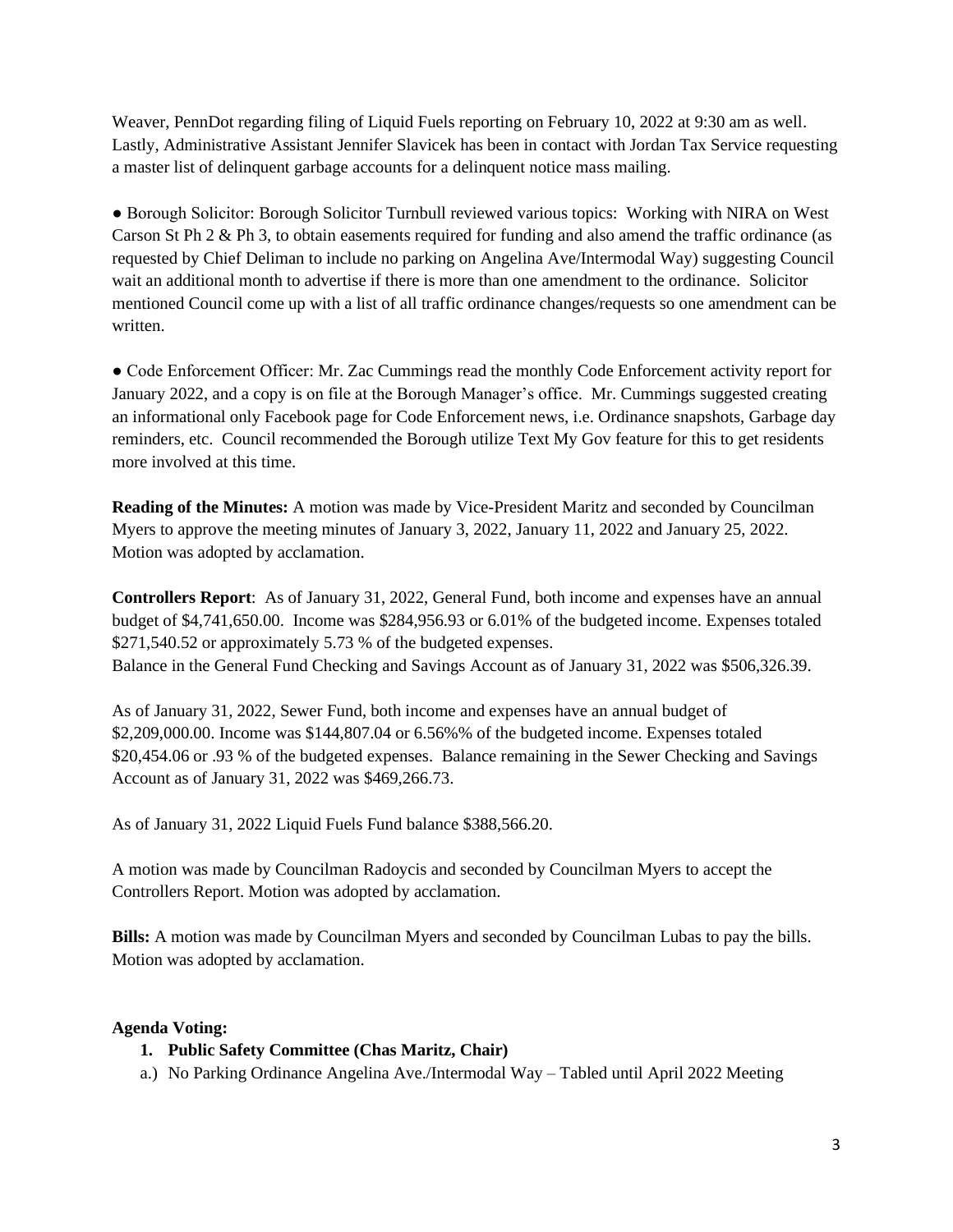Weaver, PennDot regarding filing of Liquid Fuels reporting on February 10, 2022 at 9:30 am as well. Lastly, Administrative Assistant Jennifer Slavicek has been in contact with Jordan Tax Service requesting a master list of delinquent garbage accounts for a delinquent notice mass mailing.

● Borough Solicitor: Borough Solicitor Turnbull reviewed various topics: Working with NIRA on West Carson St Ph 2 & Ph 3, to obtain easements required for funding and also amend the traffic ordinance (as requested by Chief Deliman to include no parking on Angelina Ave/Intermodal Way) suggesting Council wait an additional month to advertise if there is more than one amendment to the ordinance. Solicitor mentioned Council come up with a list of all traffic ordinance changes/requests so one amendment can be written.

● Code Enforcement Officer: Mr. Zac Cummings read the monthly Code Enforcement activity report for January 2022, and a copy is on file at the Borough Manager's office. Mr. Cummings suggested creating an informational only Facebook page for Code Enforcement news, i.e. Ordinance snapshots, Garbage day reminders, etc. Council recommended the Borough utilize Text My Gov feature for this to get residents more involved at this time.

**Reading of the Minutes:** A motion was made by Vice-President Maritz and seconded by Councilman Myers to approve the meeting minutes of January 3, 2022, January 11, 2022 and January 25, 2022. Motion was adopted by acclamation.

**Controllers Report**: As of January 31, 2022, General Fund, both income and expenses have an annual budget of $4,741,650.00. Income was $284,956.93 or 6.01% of the budgeted income. Expenses totaled $271,540.52 or approximately 5.73 % of the budgeted expenses.
Balance in the General Fund Checking and Savings Account as of January 31, 2022 was $506,326.39.

As of January 31, 2022, Sewer Fund, both income and expenses have an annual budget of $2,209,000.00. Income was $144,807.04 or 6.56%% of the budgeted income. Expenses totaled $20,454.06 or .93 % of the budgeted expenses. Balance remaining in the Sewer Checking and Savings Account as of January 31, 2022 was $469,266.73.

As of January 31, 2022 Liquid Fuels Fund balance $388,566.20.

A motion was made by Councilman Radoycis and seconded by Councilman Myers to accept the Controllers Report. Motion was adopted by acclamation.

**Bills:** A motion was made by Councilman Myers and seconded by Councilman Lubas to pay the bills. Motion was adopted by acclamation.

**Agenda Voting:**

1. **Public Safety Committee (Chas Maritz, Chair)**

a.) No Parking Ordinance Angelina Ave./Intermodal Way – Tabled until April 2022 Meeting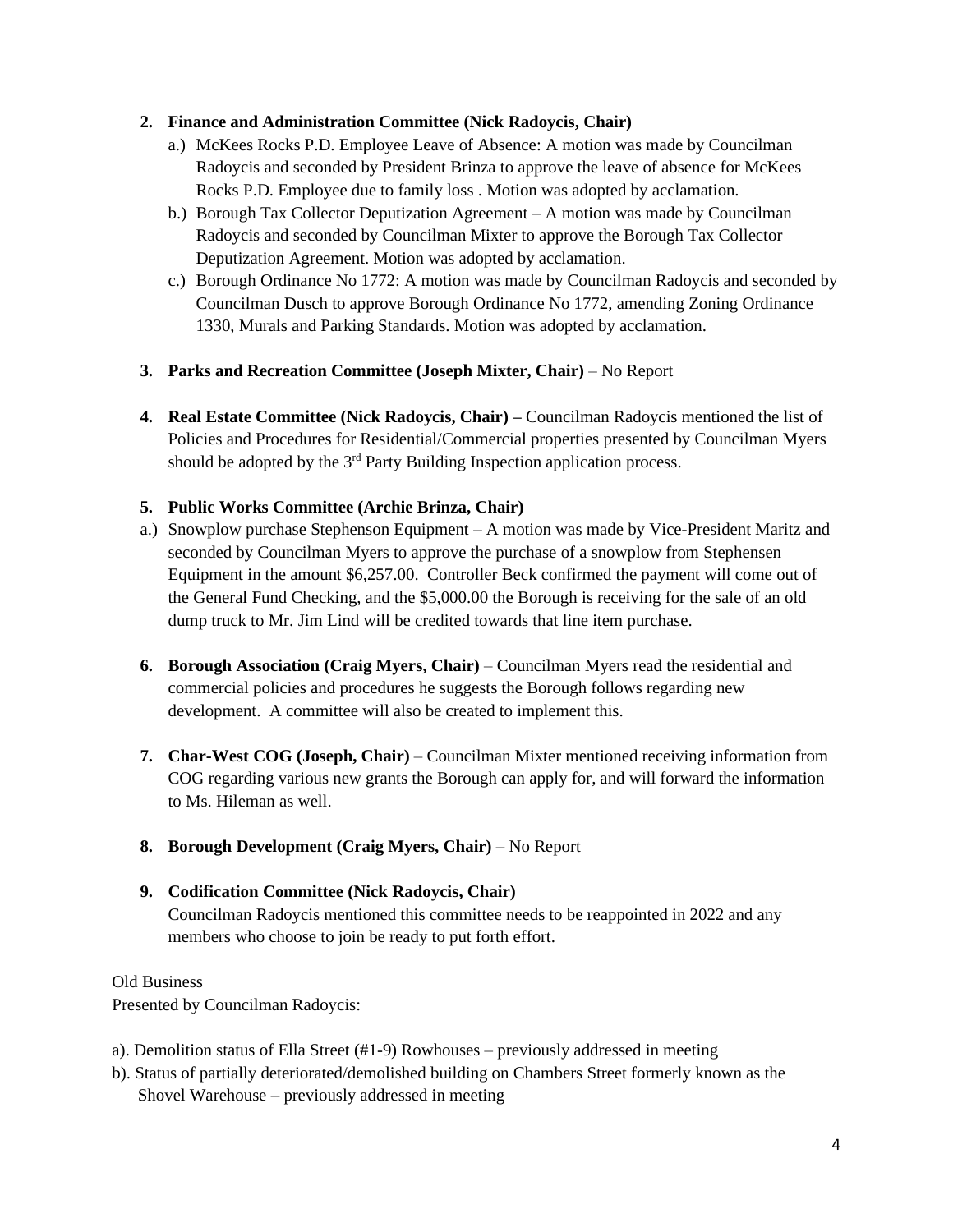2. **Finance and Administration Committee (Nick Radoycis, Chair)**
   a.) McKees Rocks P.D. Employee Leave of Absence: A motion was made by Councilman Radoycis and seconded by President Brinza to approve the leave of absence for McKees Rocks P.D. Employee due to family loss . Motion was adopted by acclamation.
   b.) Borough Tax Collector Deputization Agreement – A motion was made by Councilman Radoycis and seconded by Councilman Mixter to approve the Borough Tax Collector Deputization Agreement. Motion was adopted by acclamation.
   c.) Borough Ordinance No 1772: A motion was made by Councilman Radoycis and seconded by Councilman Dusch to approve Borough Ordinance No 1772, amending Zoning Ordinance 1330, Murals and Parking Standards. Motion was adopted by acclamation.

3. **Parks and Recreation Committee (Joseph Mixter, Chair)** – No Report

4. **Real Estate Committee (Nick Radoycis, Chair) –** Councilman Radoycis mentioned the list of Policies and Procedures for Residential/Commercial properties presented by Councilman Myers should be adopted by the 3rd Party Building Inspection application process.

5. **Public Works Committee (Archie Brinza, Chair)**

a.) Snowplow purchase Stephenson Equipment – A motion was made by Vice-President Maritz and seconded by Councilman Myers to approve the purchase of a snowplow from Stephensen Equipment in the amount $6,257.00. Controller Beck confirmed the payment will come out of the General Fund Checking, and the $5,000.00 the Borough is receiving for the sale of an old dump truck to Mr. Jim Lind will be credited towards that line item purchase.

6. **Borough Association (Craig Myers, Chair)** – Councilman Myers read the residential and commercial policies and procedures he suggests the Borough follows regarding new development. A committee will also be created to implement this.

7. **Char-West COG (Joseph, Chair)** – Councilman Mixter mentioned receiving information from COG regarding various new grants the Borough can apply for, and will forward the information to Ms. Hileman as well.

8. **Borough Development (Craig Myers, Chair)** – No Report

9. **Codification Committee (Nick Radoycis, Chair)**
   Councilman Radoycis mentioned this committee needs to be reappointed in 2022 and any members who choose to join be ready to put forth effort.

Old Business
Presented by Councilman Radoycis:

a). Demolition status of Ella Street (#1-9) Rowhouses – previously addressed in meeting
b). Status of partially deteriorated/demolished building on Chambers Street formerly known as the Shovel Warehouse – previously addressed in meeting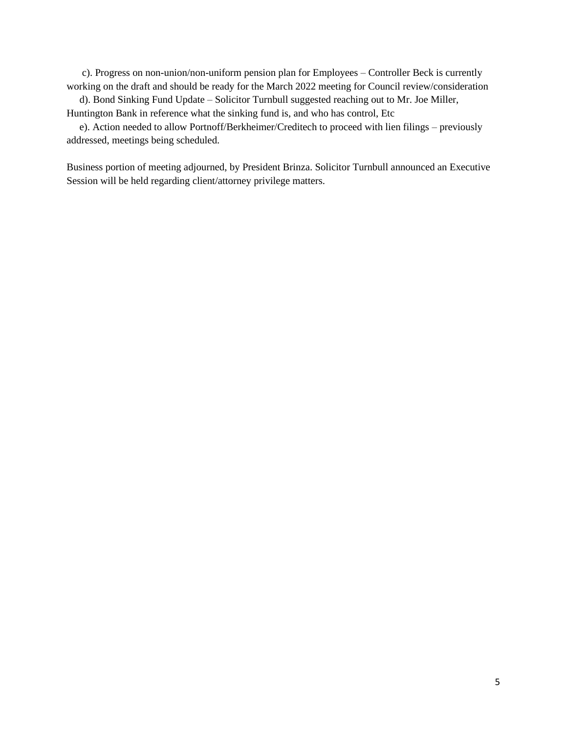c). Progress on non-union/non-uniform pension plan for Employees – Controller Beck is currently working on the draft and should be ready for the March 2022 meeting for Council review/consideration

d). Bond Sinking Fund Update – Solicitor Turnbull suggested reaching out to Mr. Joe Miller, Huntington Bank in reference what the sinking fund is, and who has control, Etc

e). Action needed to allow Portnoff/Berkheimer/Creditech to proceed with lien filings – previously addressed, meetings being scheduled.

Business portion of meeting adjourned, by President Brinza. Solicitor Turnbull announced an Executive Session will be held regarding client/attorney privilege matters.